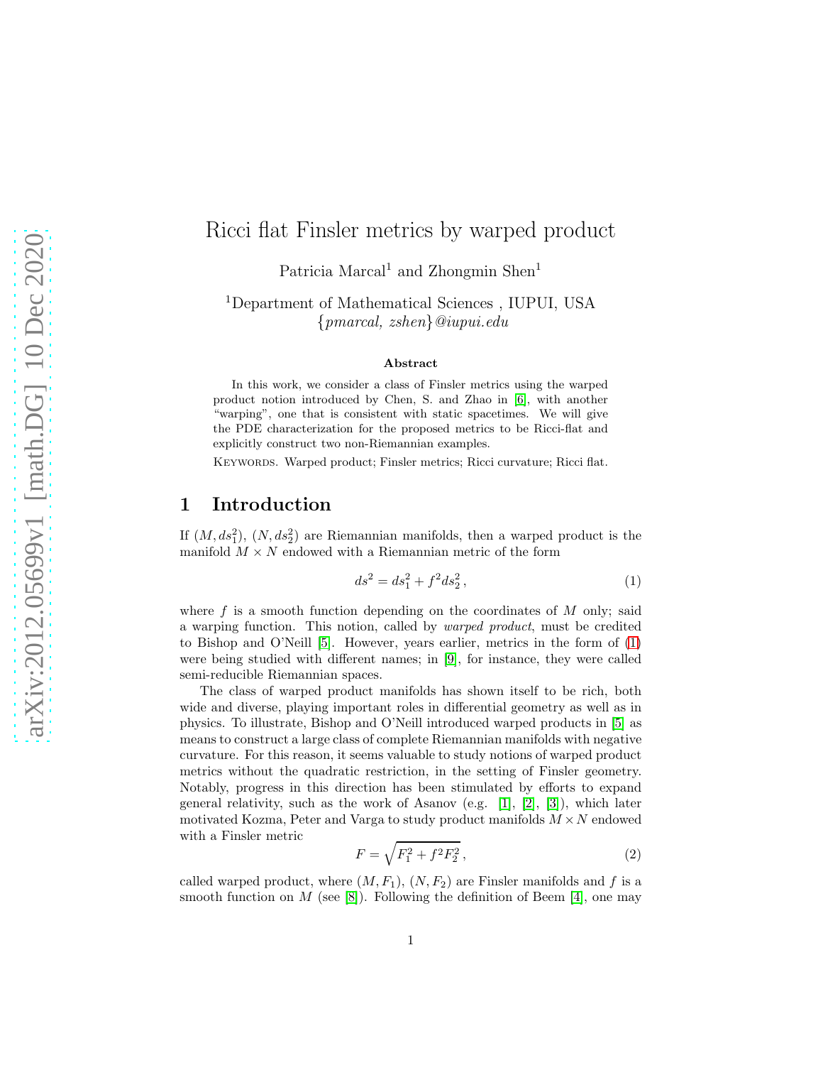# Ricci flat Finsler metrics by warped product

Patricia Marcal[1] and Zhongmin Shen[1]

[1]Department of Mathematical Sciences , IUPUI, USA
{*pmarcal, zshen*}*@iupui.edu*

### Abstract

In this work, we consider a class of Finsler metrics using the warped product notion introduced by Chen, S. and Zhao in [6], with another "warping", one that is consistent with static spacetimes. We will give the PDE characterization for the proposed metrics to be Ricci-flat and explicitly construct two non-Riemannian examples.

KEYWORDS. Warped product; Finsler metrics; Ricci curvature; Ricci flat.

## 1 Introduction

If $(M, ds_1^2)$, $(N, ds_2^2)$ are Riemannian manifolds, then a warped product is the manifold $M \times N$ endowed with a Riemannian metric of the form

$$ds^2 = ds_1^2 + f^2 ds_2^2 \, , \tag{1}$$

where $f$ is a smooth function depending on the coordinates of $M$ only; said a warping function. This notion, called by *warped product*, must be credited to Bishop and O'Neill [5]. However, years earlier, metrics in the form of (1) were being studied with different names; in [9], for instance, they were called semi-reducible Riemannian spaces.

The class of warped product manifolds has shown itself to be rich, both wide and diverse, playing important roles in differential geometry as well as in physics. To illustrate, Bishop and O'Neill introduced warped products in [5] as means to construct a large class of complete Riemannian manifolds with negative curvature. For this reason, it seems valuable to study notions of warped product metrics without the quadratic restriction, in the setting of Finsler geometry. Notably, progress in this direction has been stimulated by efforts to expand general relativity, such as the work of Asanov (e.g. [1], [2], [3]), which later motivated Kozma, Peter and Varga to study product manifolds $M \times N$ endowed with a Finsler metric

$$F = \sqrt{F_1^2 + f^2 F_2^2} \, , \tag{2}$$

called warped product, where $(M, F_1)$, $(N, F_2)$ are Finsler manifolds and $f$ is a smooth function on $M$ (see [8]). Following the definition of Beem [4], one may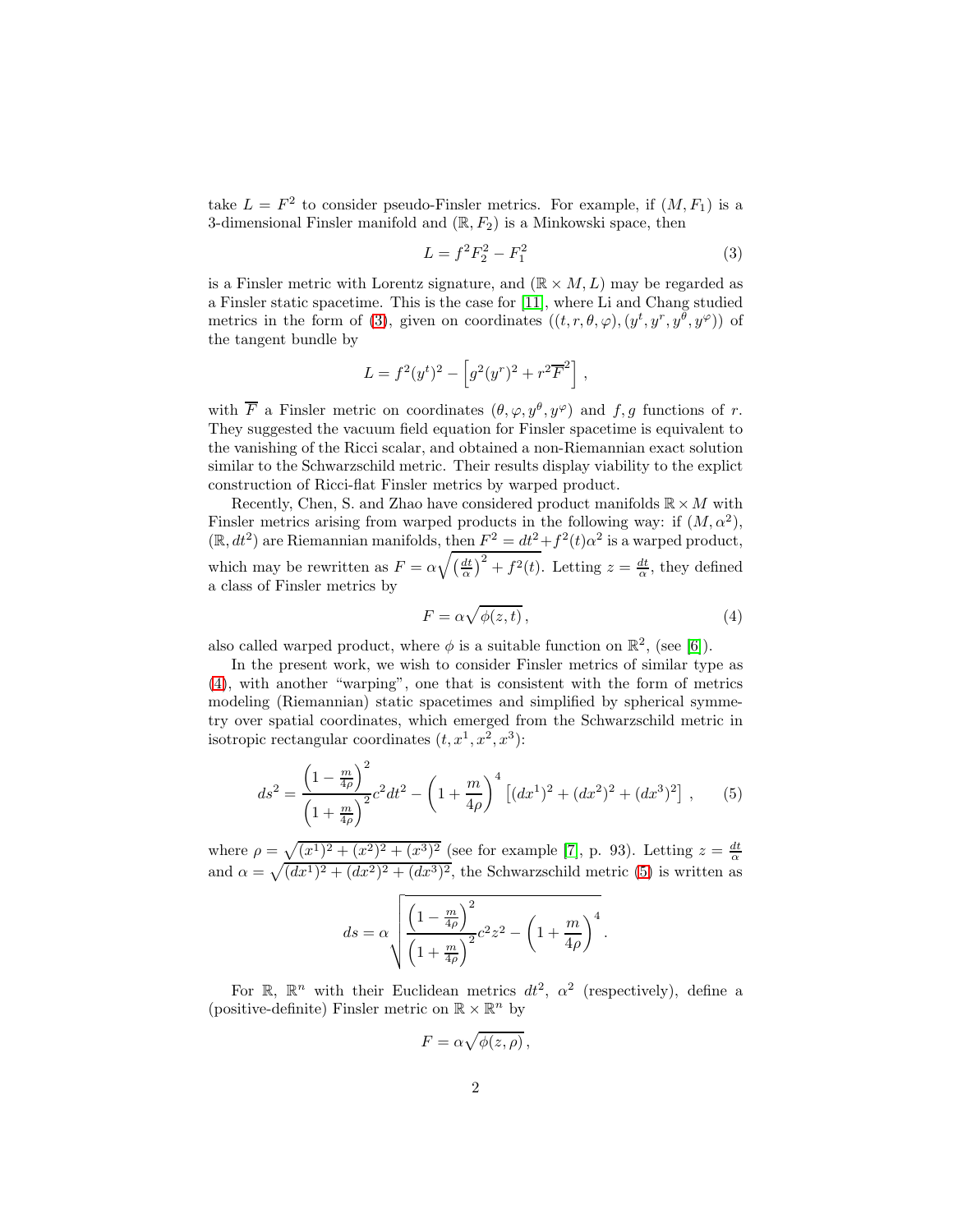take $L = F^2$ to consider pseudo-Finsler metrics. For example, if $(M, F_1)$ is a 3-dimensional Finsler manifold and $(\mathbb{R}, F_2)$ is a Minkowski space, then

$$L = f^2 F_2^2 - F_1^2 \tag{3}$$

is a Finsler metric with Lorentz signature, and $(\mathbb{R} \times M, L)$ may be regarded as a Finsler static spacetime. This is the case for [11], where Li and Chang studied metrics in the form of (3), given on coordinates $((t, r, \theta, \varphi), (y^t, y^r, y^\theta, y^\varphi))$ of the tangent bundle by

$$L = f^2 (y^t)^2 - \left[ g^2 (y^r)^2 + r^2 \overline{F}^2 \right] ,$$

with $\overline{F}$ a Finsler metric on coordinates $(\theta, \varphi, y^\theta, y^\varphi)$ and $f, g$ functions of $r$. They suggested the vacuum field equation for Finsler spacetime is equivalent to the vanishing of the Ricci scalar, and obtained a non-Riemannian exact solution similar to the Schwarzschild metric. Their results display viability to the explict construction of Ricci-flat Finsler metrics by warped product.

Recently, Chen, S. and Zhao have considered product manifolds $\mathbb{R} \times M$ with Finsler metrics arising from warped products in the following way: if $(M, \alpha^2)$, $(\mathbb{R}, dt^2)$ are Riemannian manifolds, then $F^2 = dt^2 + f^2(t)\alpha^2$ is a warped product, which may be rewritten as $F = \alpha \sqrt{\left(\frac{dt}{\alpha}\right)^2 + f^2(t)}$. Letting $z = \frac{dt}{\alpha}$, they defined a class of Finsler metrics by

$$F = \alpha \sqrt{\phi(z, t)} , \tag{4}$$

also called warped product, where $\phi$ is a suitable function on $\mathbb{R}^2$, (see [6]).

In the present work, we wish to consider Finsler metrics of similar type as (4), with another "warping", one that is consistent with the form of metrics modeling (Riemannian) static spacetimes and simplified by spherical symmetry over spatial coordinates, which emerged from the Schwarzschild metric in isotropic rectangular coordinates $(t, x^1, x^2, x^3)$:

$$ds^2 = \frac{\left(1 - \frac{m}{4\rho}\right)^2}{\left(1 + \frac{m}{4\rho}\right)^2} c^2 dt^2 - \left(1 + \frac{m}{4\rho}\right)^4 \left[ (dx^1)^2 + (dx^2)^2 + (dx^3)^2 \right] , \tag{5}$$

where $\rho = \sqrt{(x^1)^2 + (x^2)^2 + (x^3)^2}$ (see for example [7], p. 93). Letting $z = \frac{dt}{\alpha}$ and $\alpha = \sqrt{(dx^1)^2 + (dx^2)^2 + (dx^3)^2}$, the Schwarzschild metric (5) is written as

$$ds = \alpha \sqrt{\frac{\left(1 - \frac{m}{4\rho}\right)^2}{\left(1 + \frac{m}{4\rho}\right)^2} c^2 z^2 - \left(1 + \frac{m}{4\rho}\right)^4} .$$

For $\mathbb{R}$, $\mathbb{R}^n$ with their Euclidean metrics $dt^2$, $\alpha^2$ (respectively), define a (positive-definite) Finsler metric on $\mathbb{R} \times \mathbb{R}^n$ by

$$F = \alpha \sqrt{\phi(z, \rho)} ,$$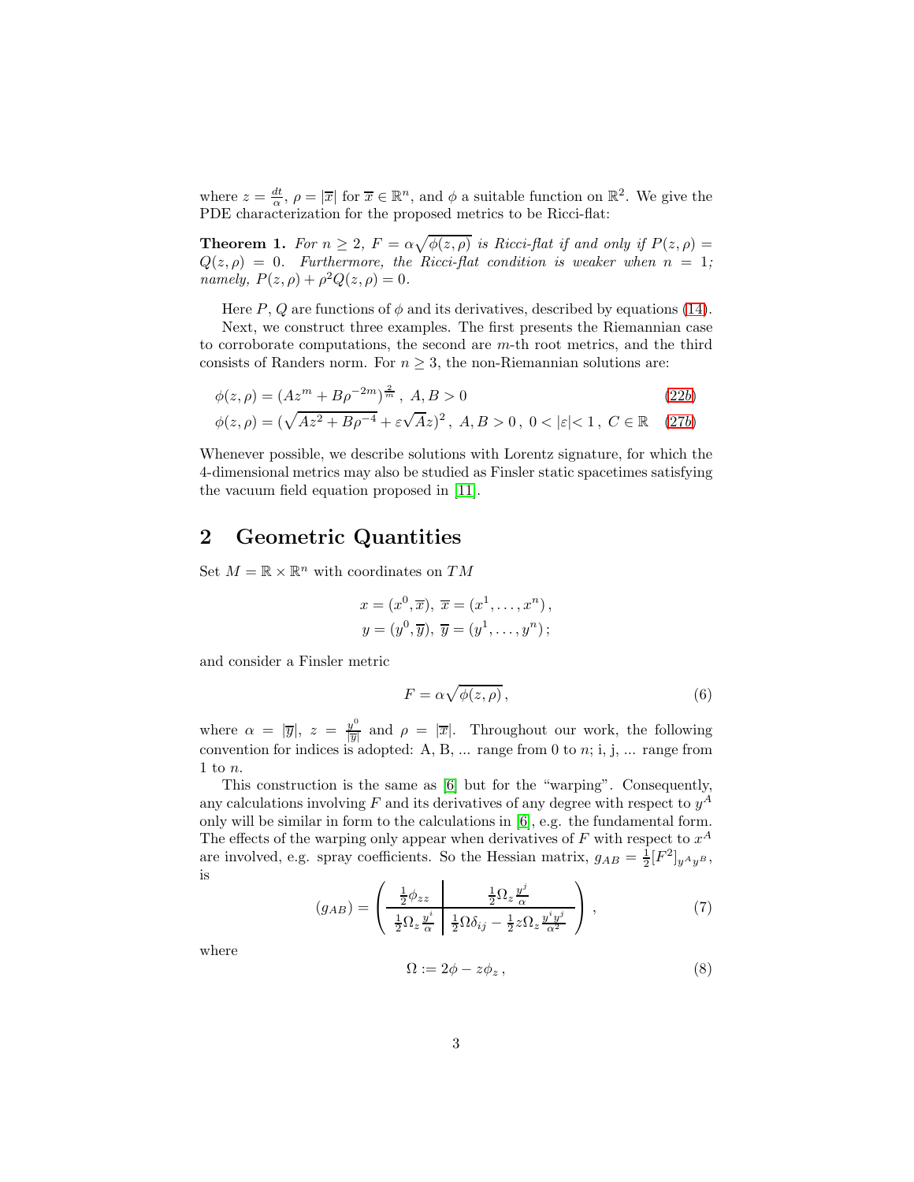where $z = \frac{dt}{\alpha}$, $\rho = |\overline{x}|$ for $\overline{x} \in \mathbb{R}^n$, and $\phi$ a suitable function on $\mathbb{R}^2$. We give the PDE characterization for the proposed metrics to be Ricci-flat:

**Theorem 1.** *For $n \geq 2$, $F = \alpha\sqrt{\phi(z,\rho)}$ is Ricci-flat if and only if $P(z,\rho) = Q(z,\rho) = 0$. Furthermore, the Ricci-flat condition is weaker when $n = 1$; namely, $P(z,\rho) + \rho^2 Q(z,\rho) = 0$.*

Here $P$, $Q$ are functions of $\phi$ and its derivatives, described by equations (14).

Next, we construct three examples. The first presents the Riemannian case to corroborate computations, the second are $m$-th root metrics, and the third consists of Randers norm. For $n \geq 3$, the non-Riemannian solutions are:

$$\phi(z,\rho) = (Az^m + B\rho^{-2m})^{\frac{2}{m}}, \ A, B > 0 \tag{22b}$$

$$\phi(z,\rho) = (\sqrt{Az^2 + B\rho^{-4}} + \varepsilon\sqrt{A}z)^2, \ A, B > 0, \ 0 < |\varepsilon| < 1, \ C \in \mathbb{R} \tag{27b}$$

Whenever possible, we describe solutions with Lorentz signature, for which the 4-dimensional metrics may also be studied as Finsler static spacetimes satisfying the vacuum field equation proposed in [11].

## 2 Geometric Quantities

Set $M = \mathbb{R} \times \mathbb{R}^n$ with coordinates on $TM$

$$x = (x^0, \overline{x}), \ \overline{x} = (x^1, \ldots, x^n),$$
$$y = (y^0, \overline{y}), \ \overline{y} = (y^1, \ldots, y^n);$$

and consider a Finsler metric

$$F = \alpha\sqrt{\phi(z,\rho)}, \tag{6}$$

where $\alpha = |\overline{y}|$, $z = \frac{y^0}{|\overline{y}|}$ and $\rho = |\overline{x}|$. Throughout our work, the following convention for indices is adopted: A, B, ... range from 0 to $n$; i, j, ... range from 1 to $n$.

This construction is the same as [6] but for the "warping". Consequently, any calculations involving $F$ and its derivatives of any degree with respect to $y^A$ only will be similar in form to the calculations in [6], e.g. the fundamental form. The effects of the warping only appear when derivatives of $F$ with respect to $x^A$ are involved, e.g. spray coefficients. So the Hessian matrix, $g_{AB} = \frac{1}{2}[F^2]_{y^A y^B}$, is

$$(g_{AB}) = \left(\begin{array}{c|c} \frac{1}{2}\phi_{zz} & \frac{1}{2}\Omega_z \frac{y^j}{\alpha} \\ \hline \frac{1}{2}\Omega_z \frac{y^i}{\alpha} & \frac{1}{2}\Omega\delta_{ij} - \frac{1}{2}z\Omega_z \frac{y^i y^j}{\alpha^2} \end{array}\right), \tag{7}$$

where

$$\Omega := 2\phi - z\phi_z, \tag{8}$$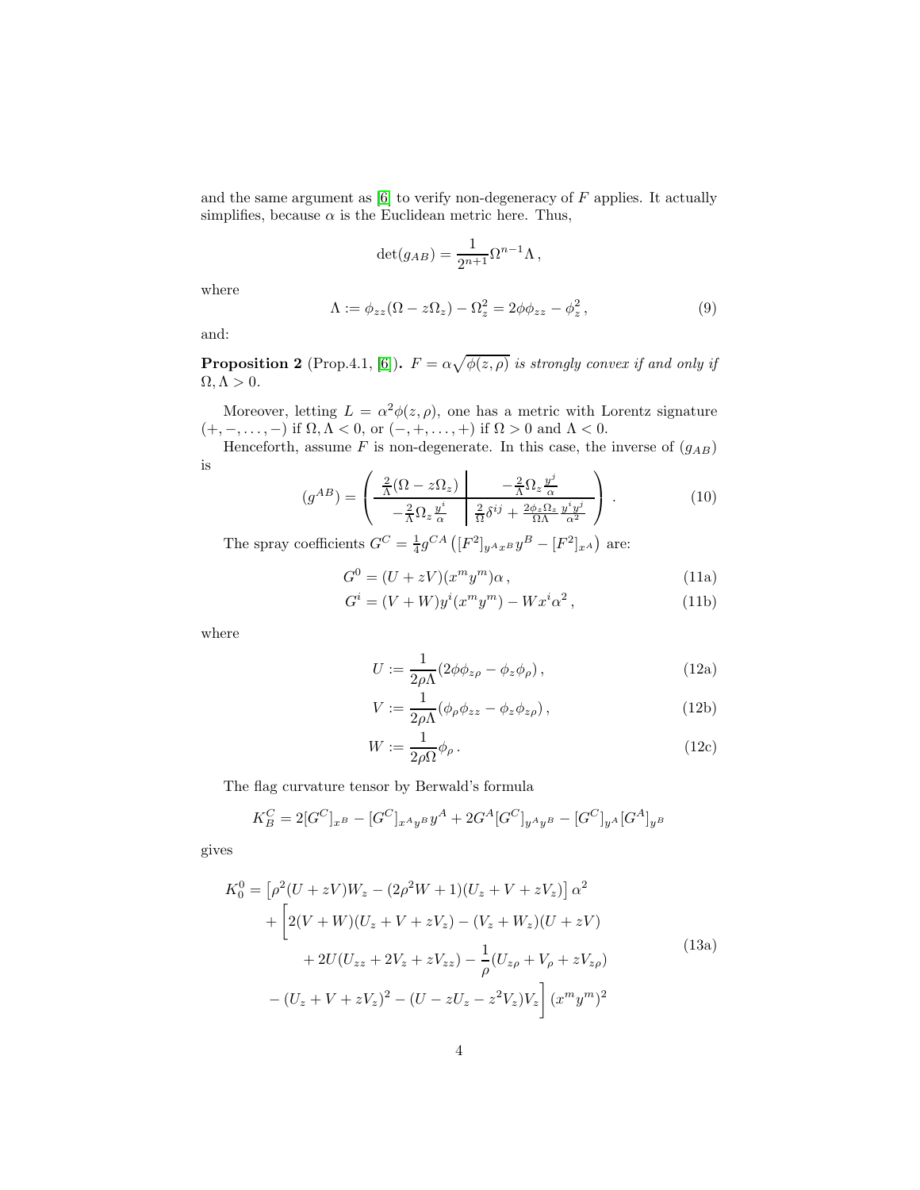and the same argument as [6] to verify non-degeneracy of $F$ applies. It actually simplifies, because $\alpha$ is the Euclidean metric here. Thus,

$$\det(g_{AB}) = \frac{1}{2^{n+1}}\Omega^{n-1}\Lambda\,,$$

where

$$\Lambda := \phi_{zz}(\Omega - z\Omega_z) - \Omega_z^2 = 2\phi\phi_{zz} - \phi_z^2\,, \tag{9}$$

and:

**Proposition 2** (Prop.4.1, [6]). *$F = \alpha\sqrt{\phi(z,\rho)}$ is strongly convex if and only if $\Omega, \Lambda > 0$.*

Moreover, letting $L = \alpha^2\phi(z,\rho)$, one has a metric with Lorentz signature $(+,-,\dots,-)$ if $\Omega, \Lambda < 0$, or $(-,+,\dots,+)$ if $\Omega > 0$ and $\Lambda < 0$.

Henceforth, assume $F$ is non-degenerate. In this case, the inverse of $(g_{AB})$ is

$$(g^{AB}) = \left(\begin{array}{c|c} \frac{2}{\Lambda}(\Omega - z\Omega_z) & -\frac{2}{\Lambda}\Omega_z\frac{y^j}{\alpha} \\ \hline -\frac{2}{\Lambda}\Omega_z\frac{y^i}{\alpha} & \frac{2}{\Omega}\delta^{ij} + \frac{2\phi_z\Omega_z}{\Omega\Lambda}\frac{y^iy^j}{\alpha^2} \end{array}\right)\,. \tag{10}$$

The spray coefficients $G^C = \frac{1}{4}g^{CA}\left([F^2]_{y^Ax^B}y^B - [F^2]_{x^A}\right)$ are:

$$G^0 = (U + zV)(x^my^m)\alpha\,, \tag{11a}$$

$$G^i = (V + W)y^i(x^my^m) - Wx^i\alpha^2\,, \tag{11b}$$

where

$$U := \frac{1}{2\rho\Lambda}(2\phi\phi_{z\rho} - \phi_z\phi_\rho)\,, \tag{12a}$$

$$V := \frac{1}{2\rho\Lambda}(\phi_\rho\phi_{zz} - \phi_z\phi_{z\rho})\,, \tag{12b}$$

$$W := \frac{1}{2\rho\Omega}\phi_\rho\,. \tag{12c}$$

The flag curvature tensor by Berwald's formula

$$K^C_B = 2[G^C]_{x^B} - [G^C]_{x^Ay^B}y^A + 2G^A[G^C]_{y^Ay^B} - [G^C]_{y^A}[G^A]_{y^B}$$

gives

$$\begin{aligned}K^0_0 = &\left[\rho^2(U + zV)W_z - (2\rho^2W + 1)(U_z + V + zV_z)\right]\alpha^2 \\ &+ \Bigg[2(V + W)(U_z + V + zV_z) - (V_z + W_z)(U + zV) \\ &\qquad + 2U(U_{zz} + 2V_z + zV_{zz}) - \frac{1}{\rho}(U_{z\rho} + V_\rho + zV_{z\rho}) \\ &- (U_z + V + zV_z)^2 - (U - zU_z - z^2V_z)V_z\Bigg](x^my^m)^2\end{aligned} \tag{13a}$$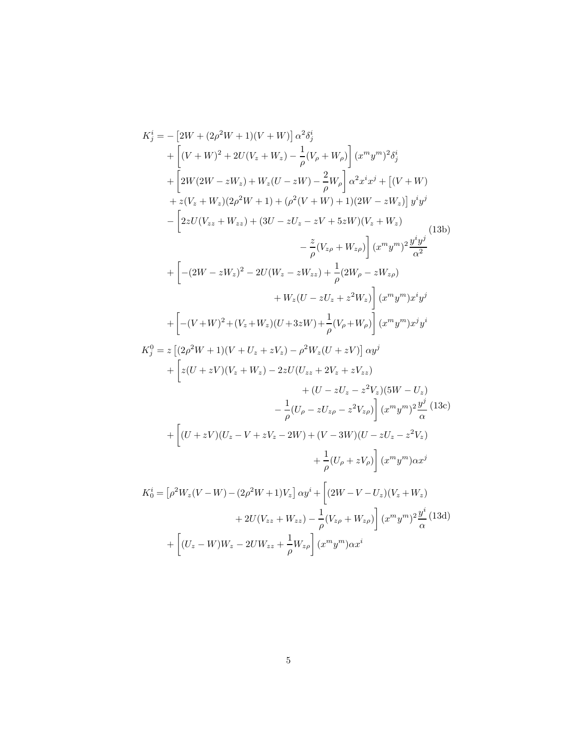$$
\begin{aligned}
K^i_j = &-\left[2W + (2\rho^2 W + 1)(V+W)\right]\alpha^2\delta^i_j \\
&+ \left[(V+W)^2 + 2U(V_z+W_z) - \frac{1}{\rho}(V_\rho + W_\rho)\right](x^m y^m)^2\delta^i_j \\
&+ \left[2W(2W - zW_z) + W_z(U - zW) - \frac{2}{\rho}W_\rho\right]\alpha^2 x^i x^j + \big[(V+W) \\
&+ z(V_z+W_z)(2\rho^2 W + 1) + (\rho^2(V+W)+1)(2W - zW_z)\big] y^i y^j \\
&- \bigg[2zU(V_{zz}+W_{zz}) + (3U - zU_z - zV + 5zW)(V_z + W_z) \\
&\qquad\qquad - \frac{z}{\rho}(V_{z\rho} + W_{z\rho})\bigg](x^m y^m)^2\frac{y^i y^j}{\alpha^2} \\
&+ \bigg[-(2W - zW_z)^2 - 2U(W_z - zW_{zz}) + \frac{1}{\rho}(2W_\rho - zW_{z\rho}) \\
&\qquad\qquad + W_z(U - zU_z + z^2 W_z)\bigg](x^m y^m) x^i y^j \\
&+ \left[-(V+W)^2 + (V_z+W_z)(U+3zW) + \frac{1}{\rho}(V_\rho + W_\rho)\right](x^m y^m) x^j y^i
\end{aligned}
\tag{13b}
$$

$$
\begin{aligned}
K^0_j = &\, z\left[(2\rho^2 W + 1)(V + U_z + zV_z) - \rho^2 W_z(U + zV)\right]\alpha y^j \\
&+ \bigg[z(U+zV)(V_z+W_z) - 2zU(U_{zz} + 2V_z + zV_{zz}) \\
&\qquad\qquad + (U - zU_z - z^2V_z)(5W - U_z) \\
&\qquad\qquad - \frac{1}{\rho}(U_\rho - zU_{z\rho} - z^2 V_{z\rho})\bigg](x^m y^m)^2\frac{y^j}{\alpha} \\
&+ \bigg[(U+zV)(U_z - V + zV_z - 2W) + (V - 3W)(U - zU_z - z^2V_z) \\
&\qquad\qquad + \frac{1}{\rho}(U_\rho + zV_\rho)\bigg](x^m y^m)\alpha x^j
\end{aligned}
\tag{13c}
$$

$$
\begin{aligned}
K^i_0 = &\left[\rho^2 W_z(V - W) - (2\rho^2 W + 1)V_z\right]\alpha y^i + \bigg[(2W - V - U_z)(V_z + W_z) \\
&\qquad\qquad + 2U(V_{zz} + W_{zz}) - \frac{1}{\rho}(V_{z\rho} + W_{z\rho})\bigg](x^m y^m)^2\frac{y^i}{\alpha} \\
&+ \left[(U_z - W)W_z - 2UW_{zz} + \frac{1}{\rho}W_{z\rho}\right](x^m y^m)\alpha x^i
\end{aligned}
\tag{13d}
$$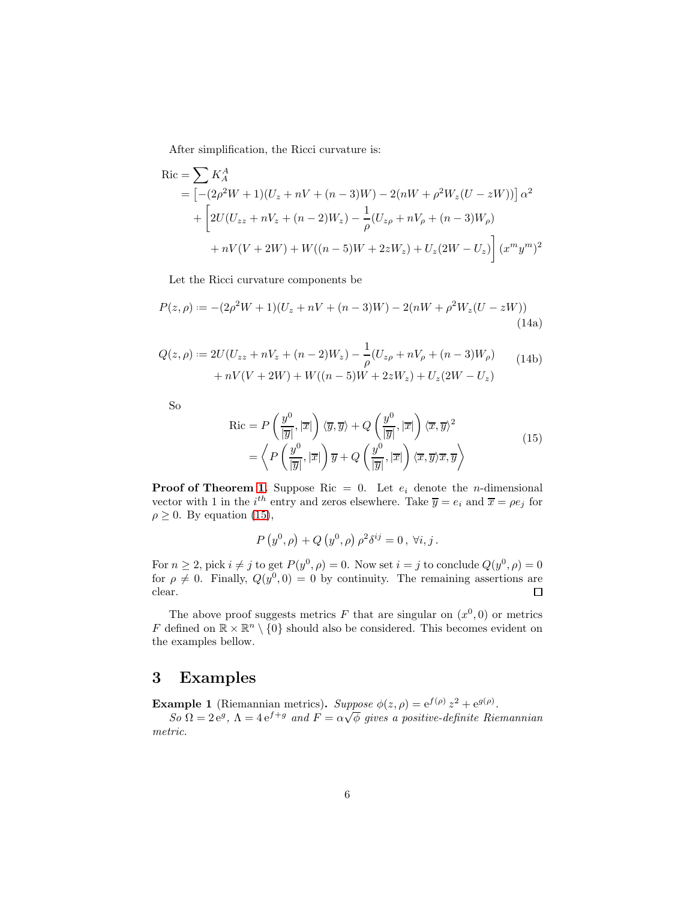After simplification, the Ricci curvature is:

$$
\begin{aligned}
\mathrm{Ric} &= \sum K_A^A \\
&= \left[-(2\rho^2 W + 1)(U_z + nV + (n-3)W) - 2(nW + \rho^2 W_z(U - zW))\right]\alpha^2 \\
&\quad + \bigg[2U(U_{zz} + nV_z + (n-2)W_z) - \frac{1}{\rho}(U_{z\rho} + nV_\rho + (n-3)W_\rho) \\
&\qquad + nV(V + 2W) + W((n-5)W + 2zW_z) + U_z(2W - U_z)\bigg](x^m y^m)^2
\end{aligned}
$$

Let the Ricci curvature components be

$$
P(z,\rho) \coloneqq -(2\rho^2 W + 1)(U_z + nV + (n-3)W) - 2(nW + \rho^2 W_z(U - zW)) \tag{14a}
$$

$$
\begin{aligned}
Q(z,\rho) \coloneqq\ & 2U(U_{zz} + nV_z + (n-2)W_z) - \frac{1}{\rho}(U_{z\rho} + nV_\rho + (n-3)W_\rho) \\
& + nV(V + 2W) + W((n-5)W + 2zW_z) + U_z(2W - U_z)
\end{aligned} \tag{14b}
$$

So

$$
\begin{aligned}
\mathrm{Ric} &= P\left(\frac{y^0}{|\overline{y}|}, |\overline{x}|\right)\langle \overline{y}, \overline{y}\rangle + Q\left(\frac{y^0}{|\overline{y}|}, |\overline{x}|\right)\langle \overline{x}, \overline{y}\rangle^2 \\
&= \left\langle P\left(\frac{y^0}{|\overline{y}|}, |\overline{x}|\right)\overline{y} + Q\left(\frac{y^0}{|\overline{y}|}, |\overline{x}|\right)\langle \overline{x}, \overline{y}\rangle \overline{x}, \overline{y}\right\rangle
\end{aligned} \tag{15}
$$

**Proof of Theorem 1.** Suppose $\mathrm{Ric} = 0$. Let $e_i$ denote the $n$-dimensional vector with 1 in the $i^{th}$ entry and zeros elsewhere. Take $\overline{y} = e_i$ and $\overline{x} = \rho e_j$ for $\rho \geq 0$. By equation (15),

$$
P\left(y^0, \rho\right) + Q\left(y^0, \rho\right)\rho^2 \delta^{ij} = 0\,,\ \forall i, j\,.
$$

For $n \geq 2$, pick $i \neq j$ to get $P(y^0, \rho) = 0$. Now set $i = j$ to conclude $Q(y^0, \rho) = 0$ for $\rho \neq 0$. Finally, $Q(y^0, 0) = 0$ by continuity. The remaining assertions are clear. □

The above proof suggests metrics $F$ that are singular on $(x^0, 0)$ or metrics $F$ defined on $\mathbb{R} \times \mathbb{R}^n \setminus \{0\}$ should also be considered. This becomes evident on the examples bellow.

# 3 Examples

**Example 1** (Riemannian metrics)**.** *Suppose* $\phi(z,\rho) = \mathrm{e}^{f(\rho)} z^2 + \mathrm{e}^{g(\rho)}$.
*So* $\Omega = 2\,\mathrm{e}^g$, $\Lambda = 4\,\mathrm{e}^{f+g}$ *and* $F = \alpha\sqrt{\phi}$ *gives a positive-definite Riemannian metric.*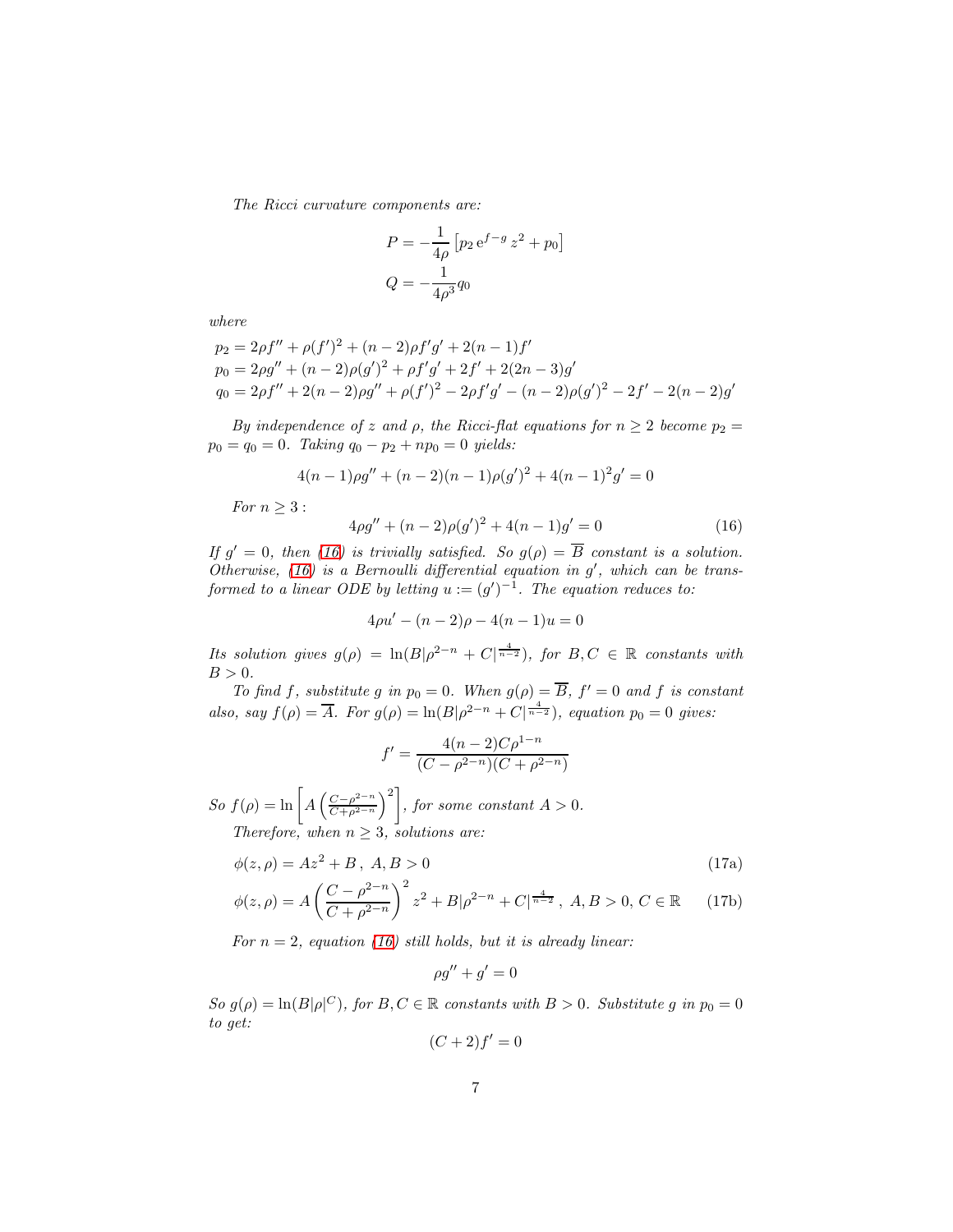*The Ricci curvature components are:*

$$P = -\frac{1}{4\rho}\left[p_2\,\mathrm{e}^{f-g}\,z^2 + p_0\right]$$
$$Q = -\frac{1}{4\rho^3}q_0$$

*where*

$$p_2 = 2\rho f'' + \rho(f')^2 + (n-2)\rho f'g' + 2(n-1)f'$$
$$p_0 = 2\rho g'' + (n-2)\rho(g')^2 + \rho f'g' + 2f' + 2(2n-3)g'$$
$$q_0 = 2\rho f'' + 2(n-2)\rho g'' + \rho(f')^2 - 2\rho f'g' - (n-2)\rho(g')^2 - 2f' - 2(n-2)g'$$

*By independence of $z$ and $\rho$, the Ricci-flat equations for $n \geq 2$ become $p_2 = p_0 = q_0 = 0$. Taking $q_0 - p_2 + np_0 = 0$ yields:*

$$4(n-1)\rho g'' + (n-2)(n-1)\rho(g')^2 + 4(n-1)^2 g' = 0$$

*For $n \geq 3$ :*

$$4\rho g'' + (n-2)\rho(g')^2 + 4(n-1)g' = 0 \tag{16}$$

*If $g' = 0$, then (16) is trivially satisfied. So $g(\rho) = \overline{B}$ constant is a solution. Otherwise, (16) is a Bernoulli differential equation in $g'$, which can be transformed to a linear ODE by letting $u := (g')^{-1}$. The equation reduces to:*

$$4\rho u' - (n-2)\rho - 4(n-1)u = 0$$

*Its solution gives $g(\rho) = \ln(B|\rho^{2-n} + C|^{\frac{4}{n-2}})$, for $B, C \in \mathbb{R}$ constants with $B > 0$.*

*To find $f$, substitute $g$ in $p_0 = 0$. When $g(\rho) = \overline{B}$, $f' = 0$ and $f$ is constant also, say $f(\rho) = \overline{A}$. For $g(\rho) = \ln(B|\rho^{2-n} + C|^{\frac{4}{n-2}})$, equation $p_0 = 0$ gives:*

$$f' = \frac{4(n-2)C\rho^{1-n}}{(C - \rho^{2-n})(C + \rho^{2-n})}$$

*So $f(\rho) = \ln\left[A\left(\frac{C-\rho^{2-n}}{C+\rho^{2-n}}\right)^2\right]$, for some constant $A > 0$.*

*Therefore, when $n \geq 3$, solutions are:*

$$\phi(z,\rho) = Az^2 + B\,,\ A, B > 0 \tag{17a}$$

$$\phi(z,\rho) = A\left(\frac{C-\rho^{2-n}}{C+\rho^{2-n}}\right)^2 z^2 + B|\rho^{2-n} + C|^{\frac{4}{n-2}}\,,\ A, B > 0,\ C \in \mathbb{R} \tag{17b}$$

*For $n = 2$, equation (16) still holds, but it is already linear:*

$$\rho g'' + g' = 0$$

*So $g(\rho) = \ln(B|\rho|^C)$, for $B, C \in \mathbb{R}$ constants with $B > 0$. Substitute $g$ in $p_0 = 0$ to get:*

$$(C+2)f' = 0$$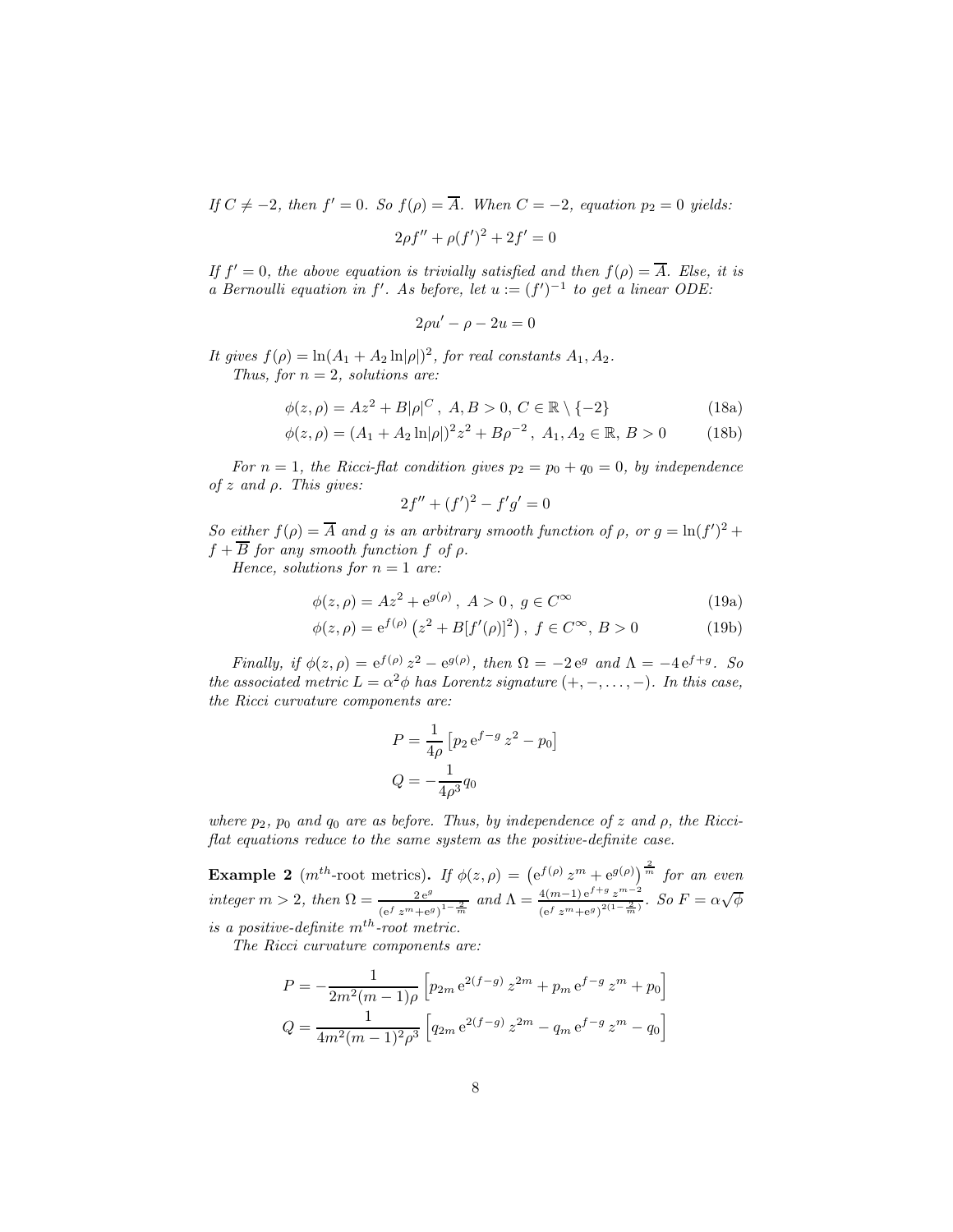*If $C \neq -2$, then $f' = 0$. So $f(\rho) = \overline{A}$. When $C = -2$, equation $p_2 = 0$ yields:*

$$2\rho f'' + \rho (f')^2 + 2f' = 0$$

*If $f' = 0$, the above equation is trivially satisfied and then $f(\rho) = \overline{A}$. Else, it is a Bernoulli equation in $f'$. As before, let $u := (f')^{-1}$ to get a linear ODE:*

$$2\rho u' - \rho - 2u = 0$$

*It gives $f(\rho) = \ln(A_1 + A_2 \ln|\rho|)^2$, for real constants $A_1, A_2$.*

*Thus, for $n = 2$, solutions are:*

$$\phi(z, \rho) = Az^2 + B|\rho|^C \, , \; A, B > 0, \; C \in \mathbb{R} \setminus \{-2\} \tag{18a}$$

$$\phi(z, \rho) = (A_1 + A_2 \ln|\rho|)^2 z^2 + B\rho^{-2} \, , \; A_1, A_2 \in \mathbb{R}, \; B > 0 \tag{18b}$$

*For $n = 1$, the Ricci-flat condition gives $p_2 = p_0 + q_0 = 0$, by independence of $z$ and $\rho$. This gives:*

$$2f'' + (f')^2 - f'g' = 0$$

*So either $f(\rho) = \overline{A}$ and $g$ is an arbitrary smooth function of $\rho$, or $g = \ln(f')^2 + f + \overline{B}$ for any smooth function $f$ of $\rho$.*

*Hence, solutions for $n = 1$ are:*

$$\phi(z, \rho) = Az^2 + \mathrm{e}^{g(\rho)} \, , \; A > 0 \, , \; g \in C^\infty \tag{19a}$$

$$\phi(z, \rho) = \mathrm{e}^{f(\rho)} \left( z^2 + B[f'(\rho)]^2 \right) , \; f \in C^\infty, \; B > 0 \tag{19b}$$

*Finally, if $\phi(z, \rho) = \mathrm{e}^{f(\rho)} \, z^2 - \mathrm{e}^{g(\rho)}$, then $\Omega = -2 \, \mathrm{e}^g$ and $\Lambda = -4 \, \mathrm{e}^{f+g}$. So the associated metric $L = \alpha^2 \phi$ has Lorentz signature $(+, -, \ldots, -)$. In this case, the Ricci curvature components are:*

$$P = \frac{1}{4\rho} \left[ p_2 \, \mathrm{e}^{f-g} \, z^2 - p_0 \right]$$

$$Q = -\frac{1}{4\rho^3} q_0$$

*where $p_2$, $p_0$ and $q_0$ are as before. Thus, by independence of $z$ and $\rho$, the Ricci-flat equations reduce to the same system as the positive-definite case.*

**Example 2** ($m^{th}$-root metrics)**.** *If $\phi(z, \rho) = \left( \mathrm{e}^{f(\rho)} \, z^m + \mathrm{e}^{g(\rho)} \right)^{\frac{2}{m}}$ for an even integer $m > 2$, then $\Omega = \frac{2 \, \mathrm{e}^g}{(\mathrm{e}^f \, z^m + \mathrm{e}^g)^{1 - \frac{2}{m}}}$ and $\Lambda = \frac{4(m-1) \, \mathrm{e}^{f+g} \, z^{m-2}}{(\mathrm{e}^f \, z^m + \mathrm{e}^g)^{2(1 - \frac{2}{m})}}$. So $F = \alpha \sqrt{\phi}$ is a positive-definite $m^{th}$-root metric.*

*The Ricci curvature components are:*

$$P = -\frac{1}{2m^2(m-1)\rho} \left[ p_{2m} \, \mathrm{e}^{2(f-g)} \, z^{2m} + p_m \, \mathrm{e}^{f-g} \, z^m + p_0 \right]$$

$$Q = \frac{1}{4m^2(m-1)^2 \rho^3} \left[ q_{2m} \, \mathrm{e}^{2(f-g)} \, z^{2m} - q_m \, \mathrm{e}^{f-g} \, z^m - q_0 \right]$$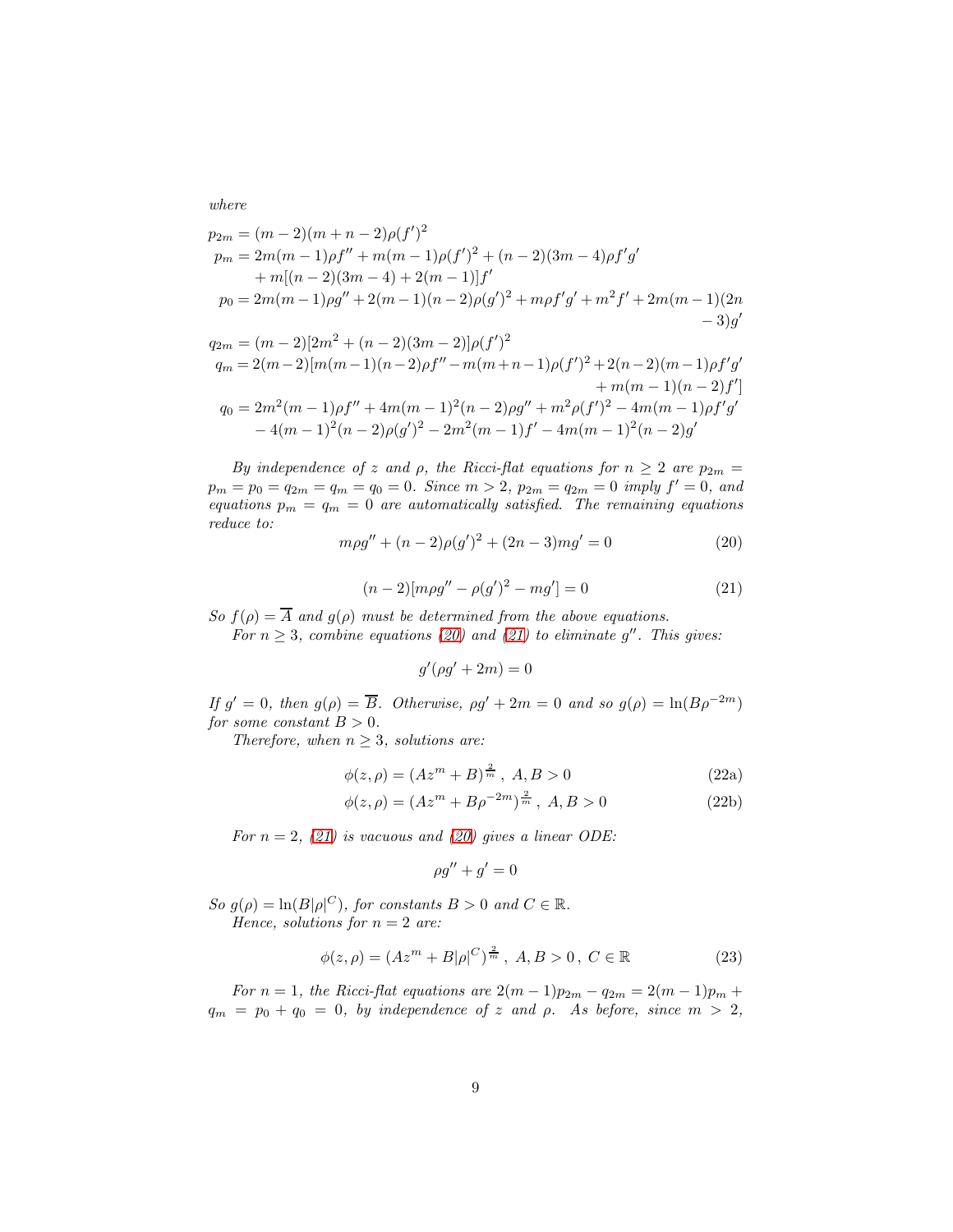*where*

$$
\begin{aligned}
p_{2m} &= (m-2)(m+n-2)\rho(f')^2\\
p_m &= 2m(m-1)\rho f'' + m(m-1)\rho(f')^2 + (n-2)(3m-4)\rho f'g'\\
&\quad + m[(n-2)(3m-4) + 2(m-1)]f'\\
p_0 &= 2m(m-1)\rho g'' + 2(m-1)(n-2)\rho(g')^2 + m\rho f'g' + m^2 f' + 2m(m-1)(2n\\
&\quad -3)g'\\
q_{2m} &= (m-2)[2m^2 + (n-2)(3m-2)]\rho(f')^2\\
q_m &= 2(m-2)[m(m-1)(n-2)\rho f'' - m(m+n-1)\rho(f')^2 + 2(n-2)(m-1)\rho f'g'\\
&\quad + m(m-1)(n-2)f']\\
q_0 &= 2m^2(m-1)\rho f'' + 4m(m-1)^2(n-2)\rho g'' + m^2\rho(f')^2 - 4m(m-1)\rho f'g'\\
&\quad - 4(m-1)^2(n-2)\rho(g')^2 - 2m^2(m-1)f' - 4m(m-1)^2(n-2)g'
\end{aligned}
$$

*By independence of $z$ and $\rho$, the Ricci-flat equations for $n \geq 2$ are $p_{2m} = p_m = p_0 = q_{2m} = q_m = q_0 = 0$. Since $m > 2$, $p_{2m} = q_{2m} = 0$ imply $f' = 0$, and equations $p_m = q_m = 0$ are automatically satisfied. The remaining equations reduce to:*

$$
m\rho g'' + (n-2)\rho(g')^2 + (2n-3)mg' = 0 \tag{20}
$$

$$
(n-2)[m\rho g'' - \rho(g')^2 - mg'] = 0 \tag{21}
$$

*So $f(\rho) = \overline{A}$ and $g(\rho)$ must be determined from the above equations.*

*For $n \geq 3$, combine equations (20) and (21) to eliminate $g''$. This gives:*

$$
g'(\rho g' + 2m) = 0
$$

*If $g' = 0$, then $g(\rho) = \overline{B}$. Otherwise, $\rho g' + 2m = 0$ and so $g(\rho) = \ln(B\rho^{-2m})$ for some constant $B > 0$.*

*Therefore, when $n \geq 3$, solutions are:*

$$
\phi(z,\rho) = (Az^m + B)^{\frac{2}{m}}\,,\ A, B > 0 \tag{22a}
$$

$$
\phi(z,\rho) = (Az^m + B\rho^{-2m})^{\frac{2}{m}}\,,\ A, B > 0 \tag{22b}
$$

*For $n = 2$, (21) is vacuous and (20) gives a linear ODE:*

$$
\rho g'' + g' = 0
$$

*So $g(\rho) = \ln(B|\rho|^C)$, for constants $B > 0$ and $C \in \mathbb{R}$.*

*Hence, solutions for $n = 2$ are:*

$$
\phi(z,\rho) = (Az^m + B|\rho|^C)^{\frac{2}{m}}\,,\ A, B > 0\,,\ C \in \mathbb{R} \tag{23}
$$

*For $n = 1$, the Ricci-flat equations are $2(m-1)p_{2m} - q_{2m} = 2(m-1)p_m + q_m = p_0 + q_0 = 0$, by independence of $z$ and $\rho$. As before, since $m > 2$,*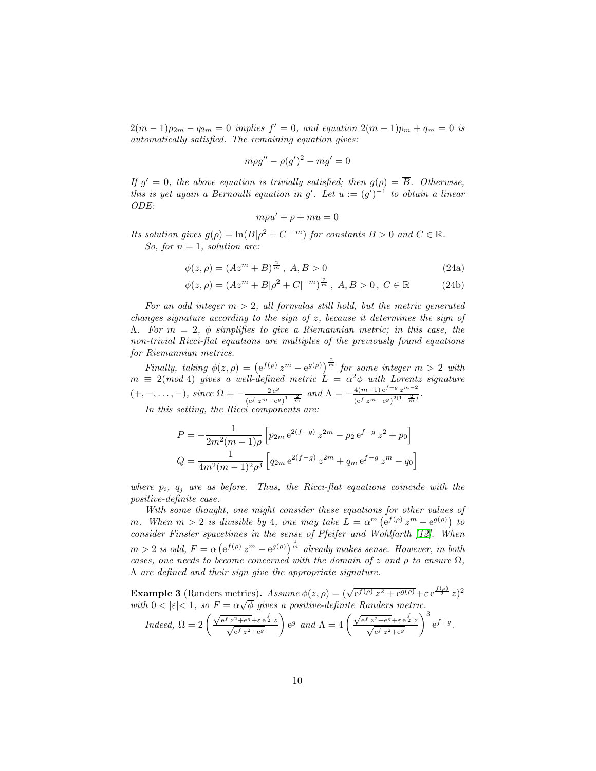$2(m-1)p_{2m} - q_{2m} = 0$ *implies* $f' = 0$*, and equation* $2(m-1)p_m + q_m = 0$ *is automatically satisfied. The remaining equation gives:*

$$m\rho g'' - \rho(g')^2 - mg' = 0$$

*If* $g' = 0$*, the above equation is trivially satisfied; then* $g(\rho) = \overline{B}$*. Otherwise, this is yet again a Bernoulli equation in* $g'$*. Let* $u := (g')^{-1}$ *to obtain a linear ODE:*

$$m\rho u' + \rho + mu = 0$$

*Its solution gives* $g(\rho) = \ln(B|\rho^2 + C|^{-m})$ *for constants* $B > 0$ *and* $C \in \mathbb{R}$*.*

*So, for* $n = 1$*, solution are:*

$$\phi(z,\rho) = (Az^m + B)^{\frac{2}{m}}\,,\ A, B > 0 \tag{24a}$$

$$\phi(z,\rho) = (Az^m + B|\rho^2 + C|^{-m})^{\frac{2}{m}}\,,\ A, B > 0\,,\ C \in \mathbb{R} \tag{24b}$$

*For an odd integer* $m > 2$*, all formulas still hold, but the metric generated changes signature according to the sign of* $z$*, because it determines the sign of* $\Lambda$*. For* $m = 2$*,* $\phi$ *simplifies to give a Riemannian metric; in this case, the non-trivial Ricci-flat equations are multiples of the previously found equations for Riemannian metrics.*

*Finally, taking* $\phi(z,\rho) = \left(\mathrm{e}^{f(\rho)} z^m - \mathrm{e}^{g(\rho)}\right)^{\frac{2}{m}}$ *for some integer* $m > 2$ *with* $m \equiv 2 (mod\ 4)$ *gives a well-defined metric* $L = \alpha^2\phi$ *with Lorentz signature* $(+,-,\ldots,-)$*, since* $\Omega = -\frac{2\,\mathrm{e}^g}{(\mathrm{e}^f z^m - \mathrm{e}^g)^{1-\frac{2}{m}}}$ *and* $\Lambda = -\frac{4(m-1)\,\mathrm{e}^{f+g} z^{m-2}}{(\mathrm{e}^f z^m - \mathrm{e}^g)^{2(1-\frac{2}{m})}}$*.*

*In this setting, the Ricci components are:*

$$P = -\frac{1}{2m^2(m-1)\rho}\left[p_{2m}\,\mathrm{e}^{2(f-g)} z^{2m} - p_2\,\mathrm{e}^{f-g} z^2 + p_0\right]$$

$$Q = \frac{1}{4m^2(m-1)^2\rho^3}\left[q_{2m}\,\mathrm{e}^{2(f-g)} z^{2m} + q_m\,\mathrm{e}^{f-g} z^m - q_0\right]$$

*where* $p_i$*,* $q_j$ *are as before. Thus, the Ricci-flat equations coincide with the positive-definite case.*

*With some thought, one might consider these equations for other values of* $m$*. When* $m > 2$ *is divisible by 4, one may take* $L = \alpha^m\left(\mathrm{e}^{f(\rho)} z^m - \mathrm{e}^{g(\rho)}\right)$ *to consider Finsler spacetimes in the sense of Pfeifer and Wohlfarth [12]. When* $m > 2$ *is odd,* $F = \alpha\left(\mathrm{e}^{f(\rho)} z^m - \mathrm{e}^{g(\rho)}\right)^{\frac{1}{m}}$ *already makes sense. However, in both cases, one needs to become concerned with the domain of* $z$ *and* $\rho$ *to ensure* $\Omega$*,* $\Lambda$ *are defined and their sign give the appropriate signature.*

**Example 3** (Randers metrics)**.** *Assume* $\phi(z,\rho) = (\sqrt{\mathrm{e}^{f(\rho)} z^2 + \mathrm{e}^{g(\rho)}} + \varepsilon\,\mathrm{e}^{\frac{f(\rho)}{2}} z)^2$ *with* $0 < |\varepsilon| < 1$*, so* $F = \alpha\sqrt{\phi}$ *gives a positive-definite Randers metric.*

*Indeed,* $\Omega = 2\left(\frac{\sqrt{\mathrm{e}^f z^2 + \mathrm{e}^g} + \varepsilon\,\mathrm{e}^{\frac{f}{2}} z}{\sqrt{\mathrm{e}^f z^2 + \mathrm{e}^g}}\right)\mathrm{e}^g$ *and* $\Lambda = 4\left(\frac{\sqrt{\mathrm{e}^f z^2 + \mathrm{e}^g} + \varepsilon\,\mathrm{e}^{\frac{f}{2}} z}{\sqrt{\mathrm{e}^f z^2 + \mathrm{e}^g}}\right)^3 \mathrm{e}^{f+g}$*.*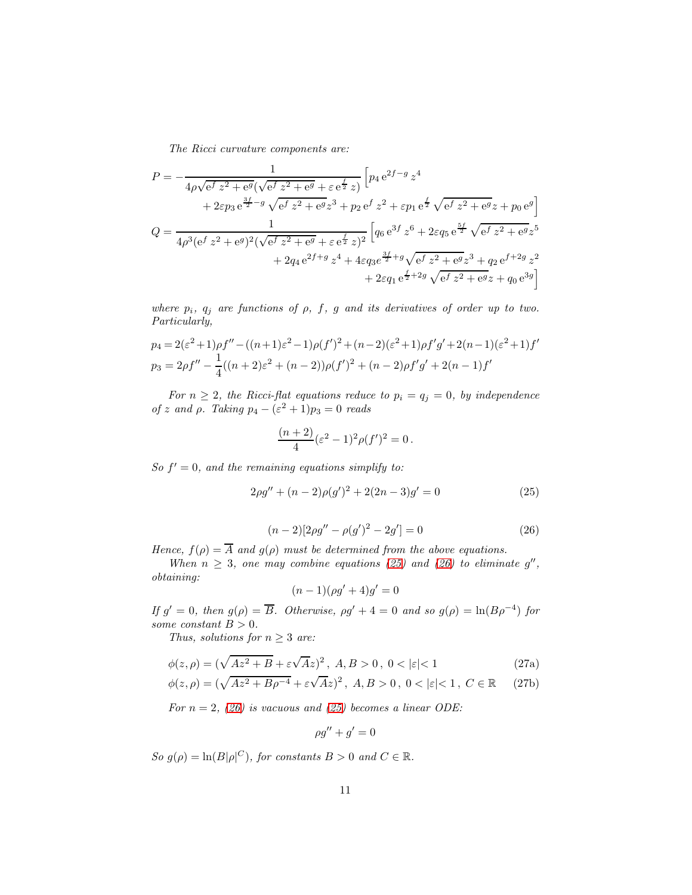*The Ricci curvature components are:*

$$
\begin{aligned}
P = &-\frac{1}{4\rho\sqrt{\mathrm{e}^f z^2+\mathrm{e}^g}(\sqrt{\mathrm{e}^f z^2+\mathrm{e}^g}+\varepsilon\,\mathrm{e}^{\frac{f}{2}} z)}\Big[p_4\,\mathrm{e}^{2f-g}\,z^4 \\
&+2\varepsilon p_3\,\mathrm{e}^{\frac{3f}{2}-g}\sqrt{\mathrm{e}^f z^2+\mathrm{e}^g}z^3+p_2\,\mathrm{e}^f z^2+\varepsilon p_1\,\mathrm{e}^{\frac{f}{2}}\sqrt{\mathrm{e}^f z^2+\mathrm{e}^g}z+p_0\,\mathrm{e}^g\Big] \\
Q = &\frac{1}{4\rho^3(\mathrm{e}^f z^2+\mathrm{e}^g)^2(\sqrt{\mathrm{e}^f z^2+\mathrm{e}^g}+\varepsilon\,\mathrm{e}^{\frac{f}{2}} z)^2}\Big[q_6\,\mathrm{e}^{3f}\,z^6+2\varepsilon q_5\,\mathrm{e}^{\frac{5f}{2}}\sqrt{\mathrm{e}^f z^2+\mathrm{e}^g}z^5 \\
&+2q_4\,\mathrm{e}^{2f+g}\,z^4+4\varepsilon q_3 e^{\frac{3f}{2}+g}\sqrt{\mathrm{e}^f z^2+\mathrm{e}^g}z^3+q_2\,\mathrm{e}^{f+2g}\,z^2 \\
&+2\varepsilon q_1\,\mathrm{e}^{\frac{f}{2}+2g}\sqrt{\mathrm{e}^f z^2+\mathrm{e}^g}z+q_0\,\mathrm{e}^{3g}\Big]
\end{aligned}
$$

*where $p_i$, $q_j$ are functions of $\rho$, $f$, $g$ and its derivatives of order up to two. Particularly,*

$$
\begin{aligned}
p_4 &= 2(\varepsilon^2+1)\rho f''-((n+1)\varepsilon^2-1)\rho(f')^2+(n-2)(\varepsilon^2+1)\rho f'g'+2(n-1)(\varepsilon^2+1)f' \\
p_3 &= 2\rho f''-\frac{1}{4}((n+2)\varepsilon^2+(n-2))\rho(f')^2+(n-2)\rho f'g'+2(n-1)f'
\end{aligned}
$$

*For $n \geq 2$, the Ricci-flat equations reduce to $p_i = q_j = 0$, by independence of $z$ and $\rho$. Taking $p_4-(\varepsilon^2+1)p_3 = 0$ reads*

$$
\frac{(n+2)}{4}(\varepsilon^2-1)^2\rho(f')^2 = 0\,.
$$

*So $f' = 0$, and the remaining equations simplify to:*

$$
2\rho g''+(n-2)\rho(g')^2+2(2n-3)g' = 0 \tag{25}
$$

$$
(n-2)[2\rho g''-\rho(g')^2-2g'] = 0 \tag{26}
$$

*Hence, $f(\rho) = \overline{A}$ and $g(\rho)$ must be determined from the above equations.*

*When $n \geq 3$, one may combine equations (25) and (26) to eliminate $g''$, obtaining:*

$$
(n-1)(\rho g'+4)g' = 0
$$

*If $g' = 0$, then $g(\rho) = \overline{B}$. Otherwise, $\rho g'+4 = 0$ and so $g(\rho) = \ln(B\rho^{-4})$ for some constant $B > 0$.*

*Thus, solutions for $n \geq 3$ are:*

$$
\phi(z,\rho) = (\sqrt{Az^2+B}+\varepsilon\sqrt{A}z)^2\,,\ A,B>0\,,\ 0<|\varepsilon|<1 \tag{27a}
$$

$$
\phi(z,\rho) = (\sqrt{Az^2+B\rho^{-4}}+\varepsilon\sqrt{A}z)^2\,,\ A,B>0\,,\ 0<|\varepsilon|<1\,,\ C\in\mathbb{R} \tag{27b}
$$

*For $n = 2$, (26) is vacuous and (25) becomes a linear ODE:*

$$
\rho g''+g' = 0
$$

*So $g(\rho) = \ln(B|\rho|^C)$, for constants $B > 0$ and $C \in \mathbb{R}$.*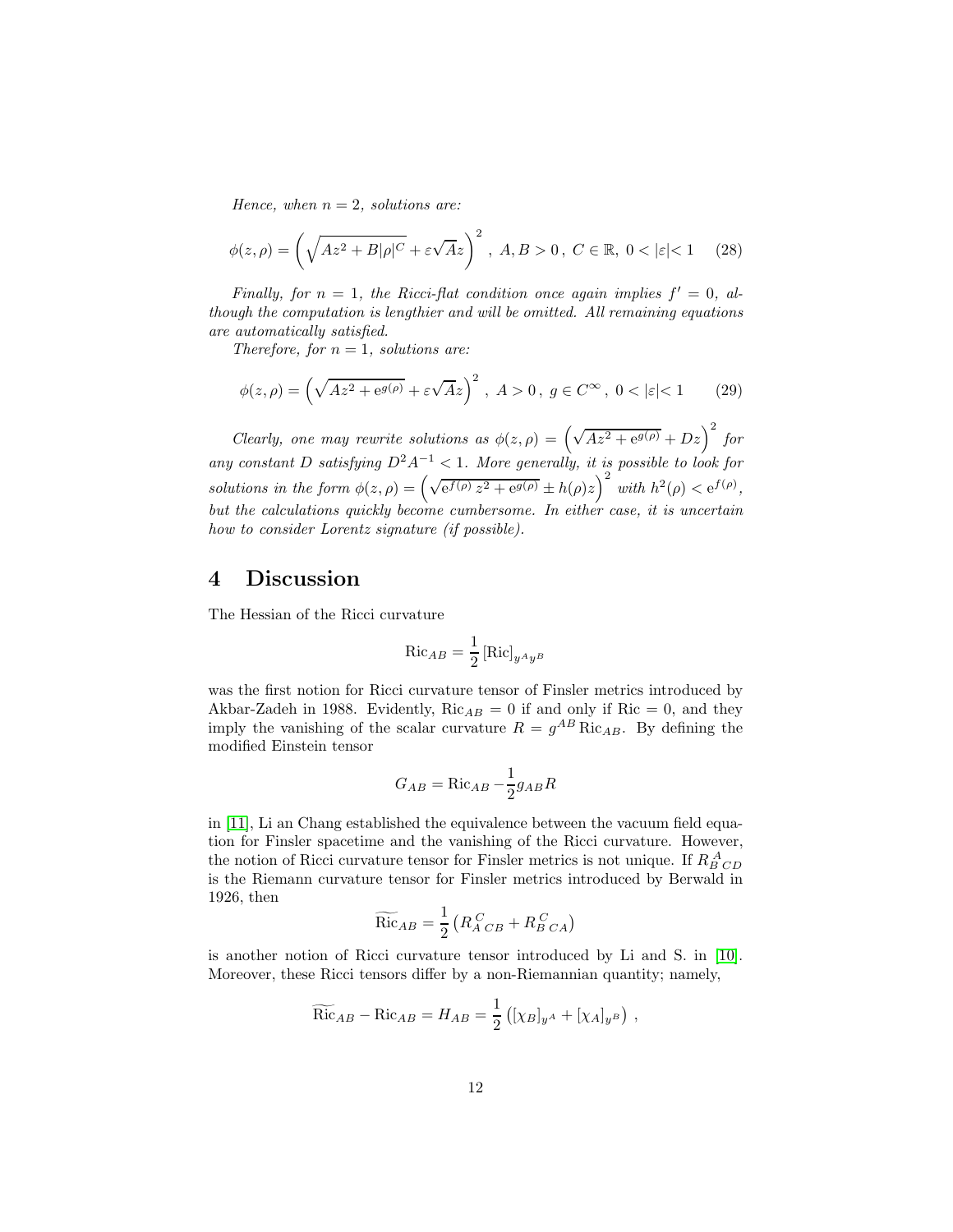*Hence, when $n = 2$, solutions are:*

$$\phi(z,\rho) = \left(\sqrt{Az^2 + B|\rho|^C} + \varepsilon\sqrt{A}z\right)^2 \;,\; A, B > 0 \,,\; C \in \mathbb{R},\; 0 < |\varepsilon| < 1 \tag{28}$$

*Finally, for $n = 1$, the Ricci-flat condition once again implies $f' = 0$, although the computation is lengthier and will be omitted. All remaining equations are automatically satisfied.*

*Therefore, for $n = 1$, solutions are:*

$$\phi(z,\rho) = \left(\sqrt{Az^2 + \mathrm{e}^{g(\rho)}} + \varepsilon\sqrt{A}z\right)^2 \;,\; A > 0 \,,\; g \in C^{\infty} \,,\; 0 < |\varepsilon| < 1 \tag{29}$$

*Clearly, one may rewrite solutions as $\phi(z,\rho) = \left(\sqrt{Az^2 + \mathrm{e}^{g(\rho)}} + Dz\right)^2$ for any constant $D$ satisfying $D^2A^{-1} < 1$. More generally, it is possible to look for solutions in the form $\phi(z,\rho) = \left(\sqrt{\mathrm{e}^{f(\rho)}\, z^2 + \mathrm{e}^{g(\rho)}} \pm h(\rho)z\right)^2$ with $h^2(\rho) < \mathrm{e}^{f(\rho)}$, but the calculations quickly become cumbersome. In either case, it is uncertain how to consider Lorentz signature (if possible).*

## 4 Discussion

The Hessian of the Ricci curvature

$$\mathrm{Ric}_{AB} = \frac{1}{2}\left[\mathrm{Ric}\right]_{y^A y^B}$$

was the first notion for Ricci curvature tensor of Finsler metrics introduced by Akbar-Zadeh in 1988. Evidently, $\mathrm{Ric}_{AB} = 0$ if and only if $\mathrm{Ric} = 0$, and they imply the vanishing of the scalar curvature $R = g^{AB}\,\mathrm{Ric}_{AB}$. By defining the modified Einstein tensor

$$G_{AB} = \mathrm{Ric}_{AB} - \frac{1}{2}g_{AB}R$$

in [11], Li an Chang established the equivalence between the vacuum field equation for Finsler spacetime and the vanishing of the Ricci curvature. However, the notion of Ricci curvature tensor for Finsler metrics is not unique. If $R_{B\;CD}^{\;A}$ is the Riemann curvature tensor for Finsler metrics introduced by Berwald in 1926, then

$$\widetilde{\mathrm{Ric}}_{AB} = \frac{1}{2}\left(R_{A\;CB}^{\;C} + R_{B\;CA}^{\;C}\right)$$

is another notion of Ricci curvature tensor introduced by Li and S. in [10]. Moreover, these Ricci tensors differ by a non-Riemannian quantity; namely,

$$\widetilde{\mathrm{Ric}}_{AB} - \mathrm{Ric}_{AB} = H_{AB} = \frac{1}{2}\left([\chi_B]_{y^A} + [\chi_A]_{y^B}\right)\,,$$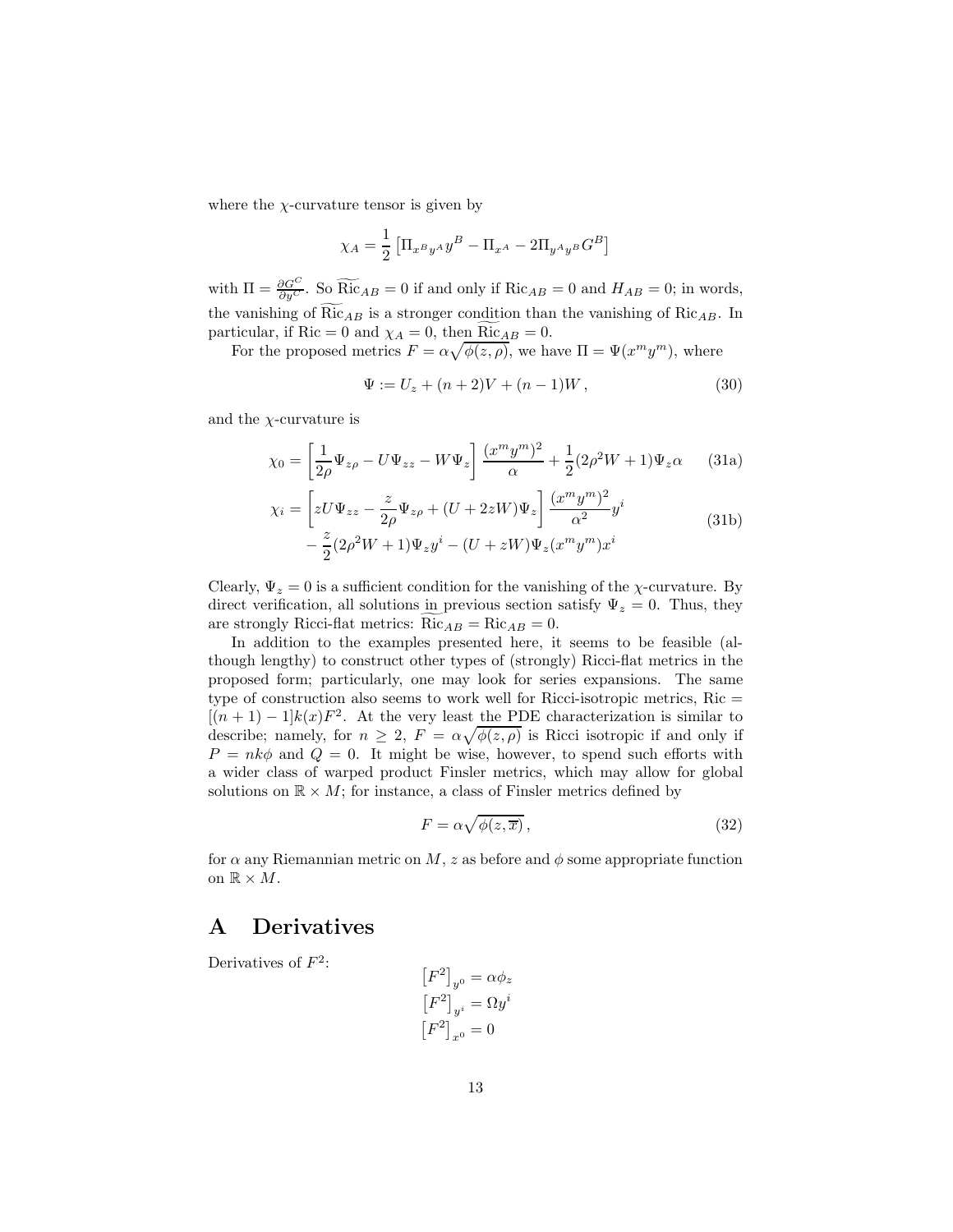where the $\chi$-curvature tensor is given by

$$\chi_A = \frac{1}{2}\left[\Pi_{x^B y^A} y^B - \Pi_{x^A} - 2\Pi_{y^A y^B} G^B\right]$$

with $\Pi = \frac{\partial G^C}{\partial y^C}$. So $\widetilde{\mathrm{Ric}}_{AB} = 0$ if and only if $\mathrm{Ric}_{AB} = 0$ and $H_{AB} = 0$; in words, the vanishing of $\widetilde{\mathrm{Ric}}_{AB}$ is a stronger condition than the vanishing of $\mathrm{Ric}_{AB}$. In particular, if $\mathrm{Ric} = 0$ and $\chi_A = 0$, then $\widetilde{\mathrm{Ric}}_{AB} = 0$.

For the proposed metrics $F = \alpha\sqrt{\phi(z,\rho)}$, we have $\Pi = \Psi(x^m y^m)$, where

$$\Psi := U_z + (n+2)V + (n-1)W\,, \tag{30}$$

and the $\chi$-curvature is

$$\chi_0 = \left[\frac{1}{2\rho}\Psi_{z\rho} - U\Psi_{zz} - W\Psi_z\right]\frac{(x^m y^m)^2}{\alpha} + \frac{1}{2}(2\rho^2 W + 1)\Psi_z \alpha \tag{31a}$$

$$\begin{aligned}\chi_i = &\left[zU\Psi_{zz} - \frac{z}{2\rho}\Psi_{z\rho} + (U + 2zW)\Psi_z\right]\frac{(x^m y^m)^2}{\alpha^2} y^i \\ &- \frac{z}{2}(2\rho^2 W + 1)\Psi_z y^i - (U + zW)\Psi_z (x^m y^m) x^i\end{aligned} \tag{31b}$$

Clearly, $\Psi_z = 0$ is a sufficient condition for the vanishing of the $\chi$-curvature. By direct verification, all solutions in previous section satisfy $\Psi_z = 0$. Thus, they are strongly Ricci-flat metrics: $\widetilde{\mathrm{Ric}}_{AB} = \mathrm{Ric}_{AB} = 0$.

In addition to the examples presented here, it seems to be feasible (although lengthy) to construct other types of (strongly) Ricci-flat metrics in the proposed form; particularly, one may look for series expansions. The same type of construction also seems to work well for Ricci-isotropic metrics, $\mathrm{Ric} = [(n+1)-1]k(x)F^2$. At the very least the PDE characterization is similar to describe; namely, for $n \geq 2$, $F = \alpha\sqrt{\phi(z,\rho)}$ is Ricci isotropic if and only if $P = nk\phi$ and $Q = 0$. It might be wise, however, to spend such efforts with a wider class of warped product Finsler metrics, which may allow for global solutions on $\mathbb{R} \times M$; for instance, a class of Finsler metrics defined by

$$F = \alpha\sqrt{\phi(z, \overline{x})}\,, \tag{32}$$

for $\alpha$ any Riemannian metric on $M$, $z$ as before and $\phi$ some appropriate function on $\mathbb{R} \times M$.

# A Derivatives

Derivatives of $F^2$:

$$\left[F^2\right]_{y^0} = \alpha\phi_z$$

$$\left[F^2\right]_{y^i} = \Omega y^i$$

$$\left[F^2\right]_{x^0} = 0$$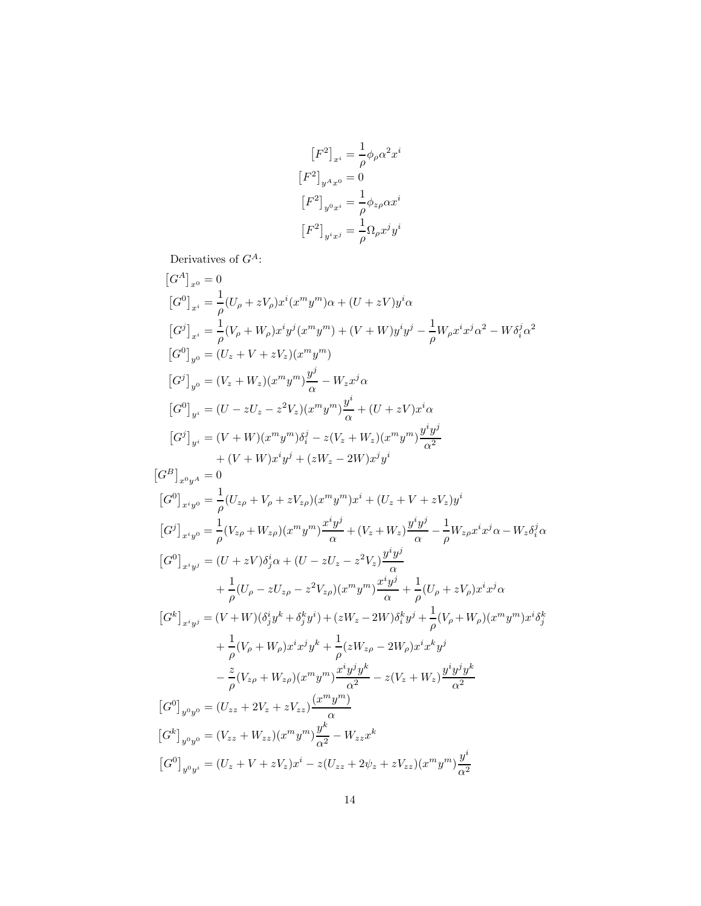$$
\begin{aligned}
\left[F^2\right]_{x^i} &= \frac{1}{\rho}\phi_\rho \alpha^2 x^i \\
\left[F^2\right]_{y^A x^0} &= 0 \\
\left[F^2\right]_{y^0 x^i} &= \frac{1}{\rho}\phi_{z\rho}\alpha x^i \\
\left[F^2\right]_{y^i x^j} &= \frac{1}{\rho}\Omega_\rho x^j y^i
\end{aligned}
$$

Derivatives of $G^A$:

$$
\begin{aligned}
\left[G^A\right]_{x^0} &= 0 \\
\left[G^0\right]_{x^i} &= \frac{1}{\rho}(U_\rho + zV_\rho)x^i(x^m y^m)\alpha + (U+zV)y^i\alpha \\
\left[G^j\right]_{x^i} &= \frac{1}{\rho}(V_\rho + W_\rho)x^i y^j(x^m y^m) + (V+W)y^i y^j - \frac{1}{\rho}W_\rho x^i x^j \alpha^2 - W\delta_i^j\alpha^2 \\
\left[G^0\right]_{y^0} &= (U_z + V + zV_z)(x^m y^m) \\
\left[G^j\right]_{y^0} &= (V_z + W_z)(x^m y^m)\frac{y^j}{\alpha} - W_z x^j \alpha \\
\left[G^0\right]_{y^i} &= (U - zU_z - z^2 V_z)(x^m y^m)\frac{y^i}{\alpha} + (U+zV)x^i\alpha \\
\left[G^j\right]_{y^i} &= (V+W)(x^m y^m)\delta_i^j - z(V_z + W_z)(x^m y^m)\frac{y^i y^j}{\alpha^2} \\
&\quad + (V+W)x^i y^j + (zW_z - 2W)x^j y^i \\
\left[G^B\right]_{x^0 y^A} &= 0 \\
\left[G^0\right]_{x^i y^0} &= \frac{1}{\rho}(U_{z\rho} + V_\rho + zV_{z\rho})(x^m y^m)x^i + (U_z + V + zV_z)y^i \\
\left[G^j\right]_{x^i y^0} &= \frac{1}{\rho}(V_{z\rho} + W_{z\rho})(x^m y^m)\frac{x^i y^j}{\alpha} + (V_z + W_z)\frac{y^i y^j}{\alpha} - \frac{1}{\rho}W_{z\rho}x^i x^j\alpha - W_z\delta_i^j\alpha \\
\left[G^0\right]_{x^i y^j} &= (U+zV)\delta_j^i\alpha + (U - zU_z - z^2V_z)\frac{y^i y^j}{\alpha} \\
&\quad + \frac{1}{\rho}(U_\rho - zU_{z\rho} - z^2 V_{z\rho})(x^m y^m)\frac{x^i y^j}{\alpha} + \frac{1}{\rho}(U_\rho + zV_\rho)x^i x^j\alpha \\
\left[G^k\right]_{x^i y^j} &= (V+W)(\delta_j^i y^k + \delta_j^k y^i) + (zW_z - 2W)\delta_i^k y^j + \frac{1}{\rho}(V_\rho + W_\rho)(x^m y^m)x^i\delta_j^k \\
&\quad + \frac{1}{\rho}(V_\rho + W_\rho)x^i x^j y^k + \frac{1}{\rho}(zW_{z\rho} - 2W_\rho)x^i x^k y^j \\
&\quad - \frac{z}{\rho}(V_{z\rho} + W_{z\rho})(x^m y^m)\frac{x^i y^j y^k}{\alpha^2} - z(V_z + W_z)\frac{y^i y^j y^k}{\alpha^2} \\
\left[G^0\right]_{y^0 y^0} &= (U_{zz} + 2V_z + zV_{zz})\frac{(x^m y^m)}{\alpha} \\
\left[G^k\right]_{y^0 y^0} &= (V_{zz} + W_{zz})(x^m y^m)\frac{y^k}{\alpha^2} - W_{zz}x^k \\
\left[G^0\right]_{y^0 y^i} &= (U_z + V + zV_z)x^i - z(U_{zz} + 2\psi_z + zV_{zz})(x^m y^m)\frac{y^i}{\alpha^2}
\end{aligned}
$$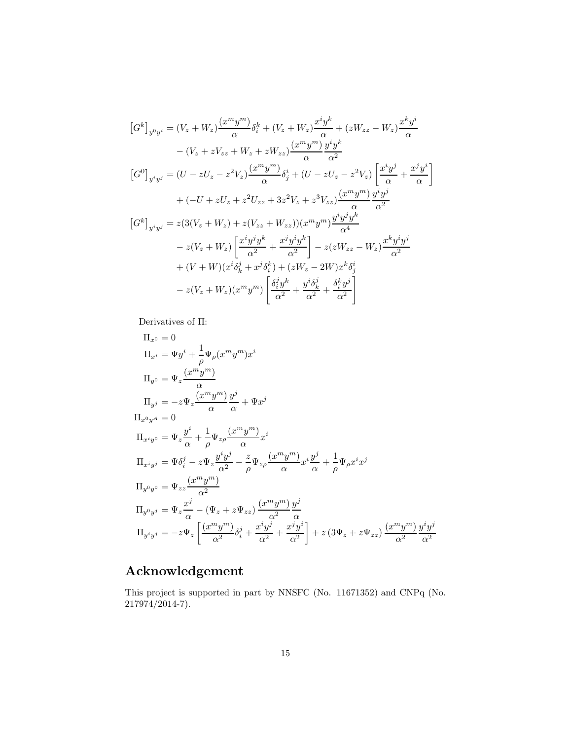$$
\begin{aligned}
\left[G^k\right]_{y^0y^i} &= (V_z + W_z)\frac{(x^m y^m)}{\alpha}\delta_i^k + (V_z + W_z)\frac{x^i y^k}{\alpha} + (zW_{zz} - W_z)\frac{x^k y^i}{\alpha} \\
&\quad - (V_z + zV_{zz} + W_z + zW_{zz})\frac{(x^m y^m)}{\alpha}\frac{y^i y^k}{\alpha^2} \\
\left[G^0\right]_{y^iy^j} &= (U - zU_z - z^2 V_z)\frac{(x^m y^m)}{\alpha}\delta_j^i + (U - zU_z - z^2 V_z)\left[\frac{x^i y^j}{\alpha} + \frac{x^j y^i}{\alpha}\right] \\
&\quad + (-U + zU_z + z^2 U_{zz} + 3z^2 V_z + z^3 V_{zz})\frac{(x^m y^m)}{\alpha}\frac{y^i y^j}{\alpha^2} \\
\left[G^k\right]_{y^iy^j} &= z(3(V_z + W_z) + z(V_{zz} + W_{zz}))(x^m y^m)\frac{y^i y^j y^k}{\alpha^4} \\
&\quad - z(V_z + W_z)\left[\frac{x^i y^j y^k}{\alpha^2} + \frac{x^j y^i y^k}{\alpha^2}\right] - z(zW_{zz} - W_z)\frac{x^k y^i y^j}{\alpha^2} \\
&\quad + (V + W)(x^i \delta_k^j + x^j \delta_i^k) + (zW_z - 2W)x^k \delta_j^i \\
&\quad - z(V_z + W_z)(x^m y^m)\left[\frac{\delta_i^j y^k}{\alpha^2} + \frac{y^i \delta_k^j}{\alpha^2} + \frac{\delta_i^k y^j}{\alpha^2}\right]
\end{aligned}
$$

Derivatives of $\Pi$:

$$
\begin{aligned}
\Pi_{x^0} &= 0 \\
\Pi_{x^i} &= \Psi y^i + \frac{1}{\rho}\Psi_\rho (x^m y^m) x^i \\
\Pi_{y^0} &= \Psi_z \frac{(x^m y^m)}{\alpha} \\
\Pi_{y^j} &= -z\Psi_z \frac{(x^m y^m)}{\alpha}\frac{y^j}{\alpha} + \Psi x^j \\
\Pi_{x^0y^A} &= 0 \\
\Pi_{x^iy^0} &= \Psi_z \frac{y^i}{\alpha} + \frac{1}{\rho}\Psi_{z\rho}\frac{(x^m y^m)}{\alpha}x^i \\
\Pi_{x^iy^j} &= \Psi \delta_i^j - z\Psi_z \frac{y^i y^j}{\alpha^2} - \frac{z}{\rho}\Psi_{z\rho}\frac{(x^m y^m)}{\alpha}x^i \frac{y^j}{\alpha} + \frac{1}{\rho}\Psi_\rho x^i x^j \\
\Pi_{y^0y^0} &= \Psi_{zz}\frac{(x^m y^m)}{\alpha^2} \\
\Pi_{y^0y^j} &= \Psi_z \frac{x^j}{\alpha} - (\Psi_z + z\Psi_{zz})\frac{(x^m y^m)}{\alpha^2}\frac{y^j}{\alpha} \\
\Pi_{y^iy^j} &= -z\Psi_z\left[\frac{(x^m y^m)}{\alpha^2}\delta_i^j + \frac{x^i y^j}{\alpha^2} + \frac{x^j y^i}{\alpha^2}\right] + z(3\Psi_z + z\Psi_{zz})\frac{(x^m y^m)}{\alpha^2}\frac{y^i y^j}{\alpha^2}
\end{aligned}
$$

# Acknowledgement

This project is supported in part by NNSFC (No. 11671352) and CNPq (No. 217974/2014-7).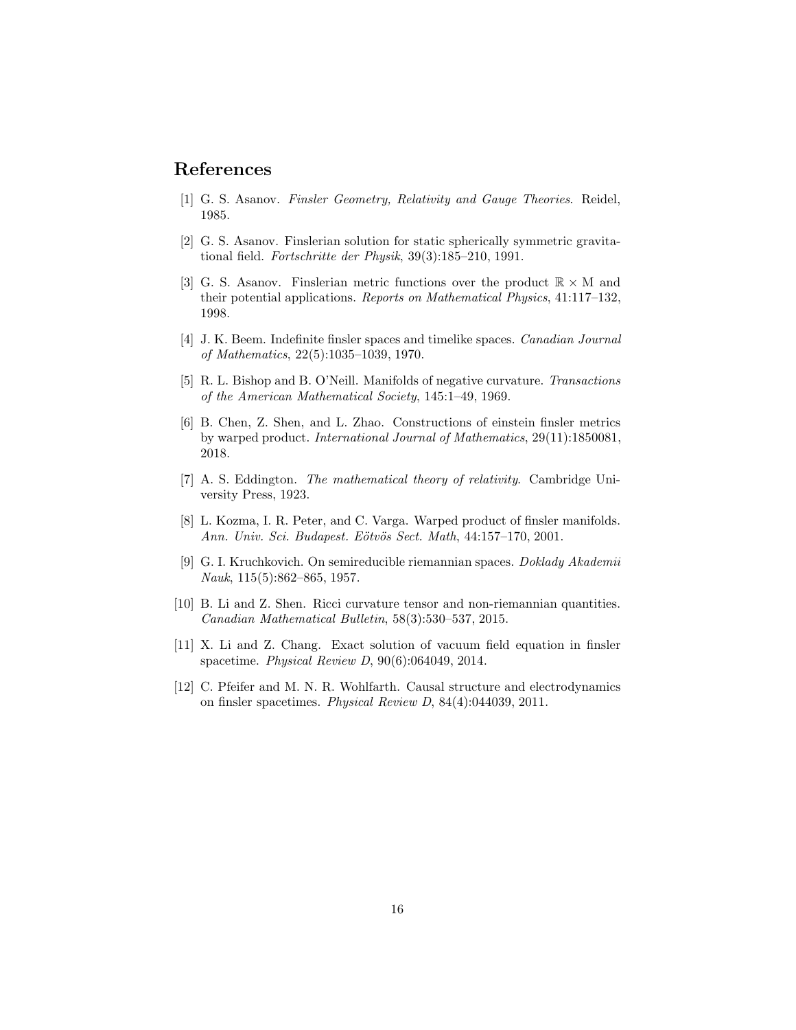# References

[1] G. S. Asanov. *Finsler Geometry, Relativity and Gauge Theories*. Reidel, 1985.

[2] G. S. Asanov. Finslerian solution for static spherically symmetric gravitational field. *Fortschritte der Physik*, 39(3):185–210, 1991.

[3] G. S. Asanov. Finslerian metric functions over the product $\mathbb{R} \times \mathrm{M}$ and their potential applications. *Reports on Mathematical Physics*, 41:117–132, 1998.

[4] J. K. Beem. Indefinite finsler spaces and timelike spaces. *Canadian Journal of Mathematics*, 22(5):1035–1039, 1970.

[5] R. L. Bishop and B. O'Neill. Manifolds of negative curvature. *Transactions of the American Mathematical Society*, 145:1–49, 1969.

[6] B. Chen, Z. Shen, and L. Zhao. Constructions of einstein finsler metrics by warped product. *International Journal of Mathematics*, 29(11):1850081, 2018.

[7] A. S. Eddington. *The mathematical theory of relativity*. Cambridge University Press, 1923.

[8] L. Kozma, I. R. Peter, and C. Varga. Warped product of finsler manifolds. *Ann. Univ. Sci. Budapest. Eötvös Sect. Math*, 44:157–170, 2001.

[9] G. I. Kruchkovich. On semireducible riemannian spaces. *Doklady Akademii Nauk*, 115(5):862–865, 1957.

[10] B. Li and Z. Shen. Ricci curvature tensor and non-riemannian quantities. *Canadian Mathematical Bulletin*, 58(3):530–537, 2015.

[11] X. Li and Z. Chang. Exact solution of vacuum field equation in finsler spacetime. *Physical Review D*, 90(6):064049, 2014.

[12] C. Pfeifer and M. N. R. Wohlfarth. Causal structure and electrodynamics on finsler spacetimes. *Physical Review D*, 84(4):044039, 2011.